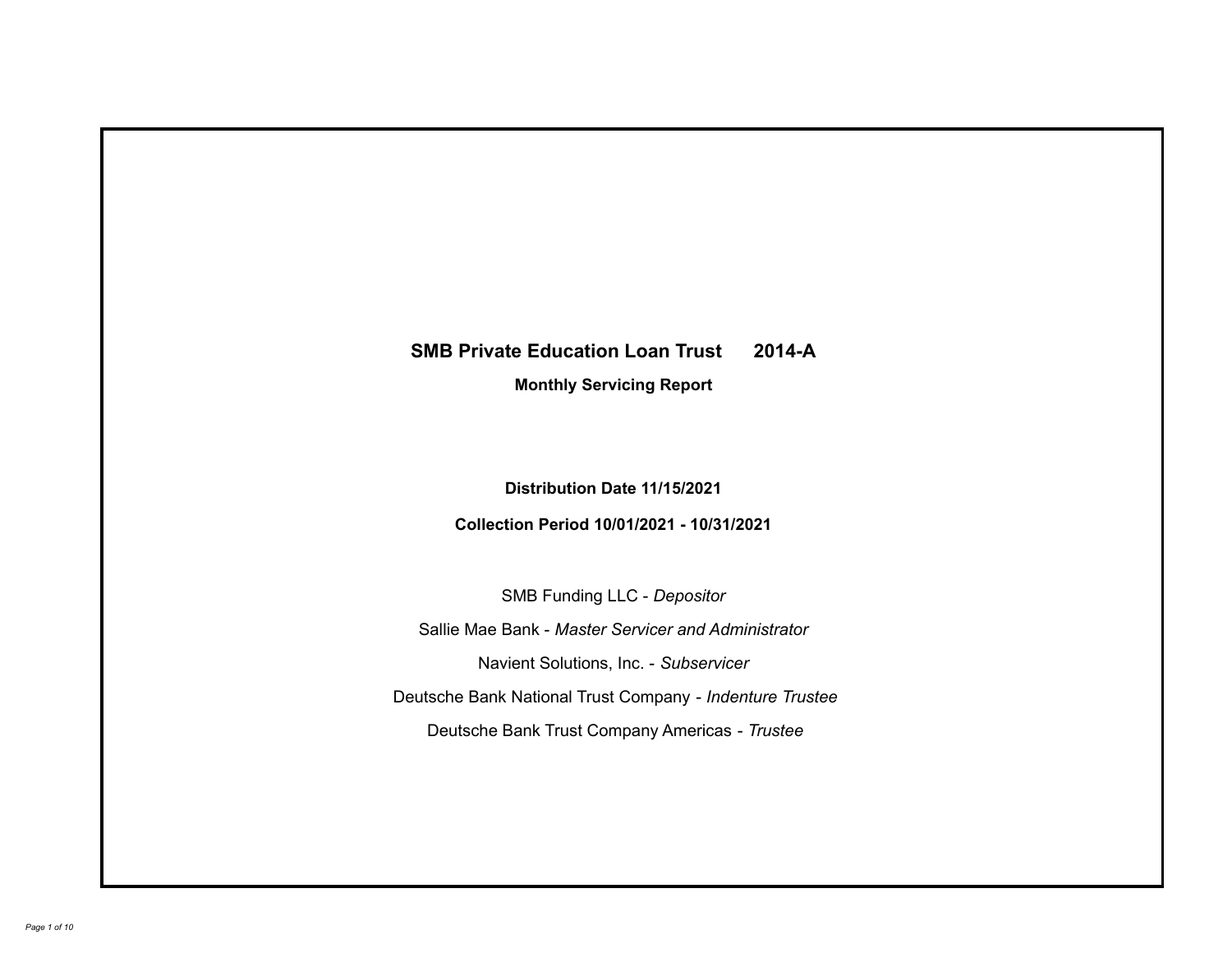# SMB Private Education Loan Trust 2014-A

**Monthly Servicing Report**

**Distribution Date 11/15/2021**

**Collection Period 10/01/2021 - 10/31/2021**

SMB Funding LLC - *Depositor*

Sallie Mae Bank - *Master Servicer and Administrator*

Navient Solutions, Inc. - *Subservicer*

Deutsche Bank National Trust Company - *Indenture Trustee*

Deutsche Bank Trust Company Americas - *Trustee*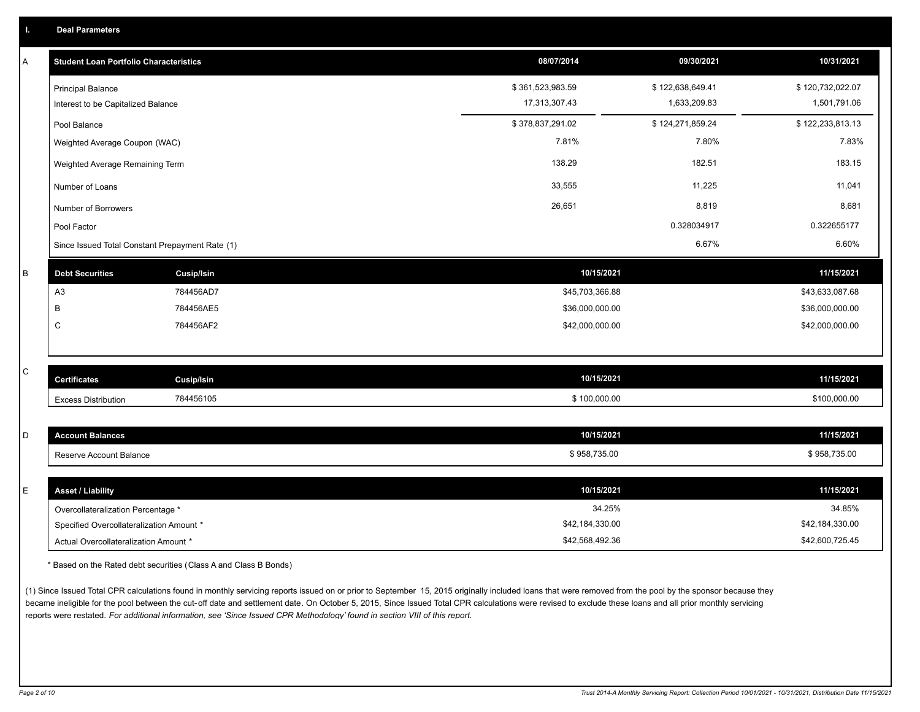## I. Deal Parameters

### A

| Student Loan Portfolio Characteristics | 08/07/2014 | 09/30/2021 | 10/31/2021 |
|---|---|---|---|
| Principal Balance | $ 361,523,983.59 | $ 122,638,649.41 | $ 120,732,022.07 |
| Interest to be Capitalized Balance | 17,313,307.43 | 1,633,209.83 | 1,501,791.06 |
| Pool Balance | $ 378,837,291.02 | $ 124,271,859.24 | $ 122,233,813.13 |
| Weighted Average Coupon (WAC) | 7.81% | 7.80% | 7.83% |
| Weighted Average Remaining Term | 138.29 | 182.51 | 183.15 |
| Number of Loans | 33,555 | 11,225 | 11,041 |
| Number of Borrowers | 26,651 | 8,819 | 8,681 |
| Pool Factor | | 0.328034917 | 0.322655177 |
| Since Issued Total Constant Prepayment Rate (1) | | 6.67% | 6.60% |

### B

| Debt Securities | Cusip/Isin | 10/15/2021 | 11/15/2021 |
|---|---|---|---|
| A3 | 784456AD7 | $45,703,366.88 | $43,633,087.68 |
| B | 784456AE5 | $36,000,000.00 | $36,000,000.00 |
| C | 784456AF2 | $42,000,000.00 | $42,000,000.00 |

### C

| Certificates | Cusip/Isin | 10/15/2021 | 11/15/2021 |
|---|---|---|---|
| Excess Distribution | 784456105 | $ 100,000.00 | $100,000.00 |

### D

| Account Balances | 10/15/2021 | 11/15/2021 |
|---|---|---|
| Reserve Account Balance | $ 958,735.00 | $ 958,735.00 |

### E

| Asset / Liability | 10/15/2021 | 11/15/2021 |
|---|---|---|
| Overcollateralization Percentage * | 34.25% | 34.85% |
| Specified Overcollateralization Amount * | $42,184,330.00 | $42,184,330.00 |
| Actual Overcollateralization Amount * | $42,568,492.36 | $42,600,725.45 |

* Based on the Rated debt securities (Class A and Class B Bonds)

(1) Since Issued Total CPR calculations found in monthly servicing reports issued on or prior to September 15, 2015 originally included loans that were removed from the pool by the sponsor because they became ineligible for the pool between the cut-off date and settlement date. On October 5, 2015, Since Issued Total CPR calculations were revised to exclude these loans and all prior monthly servicing reports were restated. *For additional information, see 'Since Issued CPR Methodology' found in section VIII of this report.*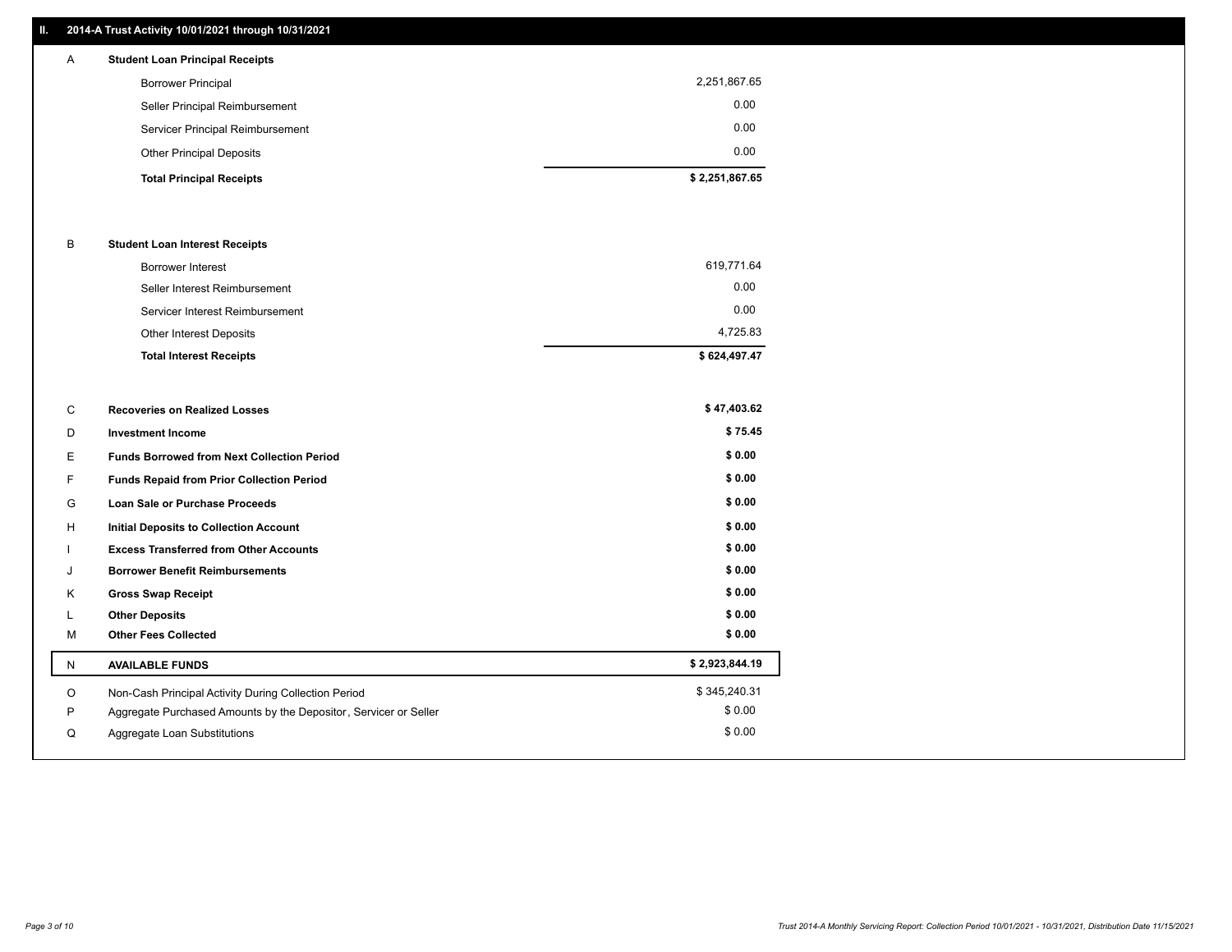## II. 2014-A Trust Activity 10/01/2021 through 10/31/2021

| | | |
|---|---|---|
| A | **Student Loan Principal Receipts** | |
| | Borrower Principal | 2,251,867.65 |
| | Seller Principal Reimbursement | 0.00 |
| | Servicer Principal Reimbursement | 0.00 |
| | Other Principal Deposits | 0.00 |
| | **Total Principal Receipts** | **$ 2,251,867.65** |
| B | **Student Loan Interest Receipts** | |
| | Borrower Interest | 619,771.64 |
| | Seller Interest Reimbursement | 0.00 |
| | Servicer Interest Reimbursement | 0.00 |
| | Other Interest Deposits | 4,725.83 |
| | **Total Interest Receipts** | **$ 624,497.47** |
| C | **Recoveries on Realized Losses** | **$ 47,403.62** |
| D | **Investment Income** | **$ 75.45** |
| E | **Funds Borrowed from Next Collection Period** | **$ 0.00** |
| F | **Funds Repaid from Prior Collection Period** | **$ 0.00** |
| G | **Loan Sale or Purchase Proceeds** | **$ 0.00** |
| H | **Initial Deposits to Collection Account** | **$ 0.00** |
| I | **Excess Transferred from Other Accounts** | **$ 0.00** |
| J | **Borrower Benefit Reimbursements** | **$ 0.00** |
| K | **Gross Swap Receipt** | **$ 0.00** |
| L | **Other Deposits** | **$ 0.00** |
| M | **Other Fees Collected** | **$ 0.00** |
| N | **AVAILABLE FUNDS** | **$ 2,923,844.19** |
| O | Non-Cash Principal Activity During Collection Period | $ 345,240.31 |
| P | Aggregate Purchased Amounts by the Depositor, Servicer or Seller | $ 0.00 |
| Q | Aggregate Loan Substitutions | $ 0.00 |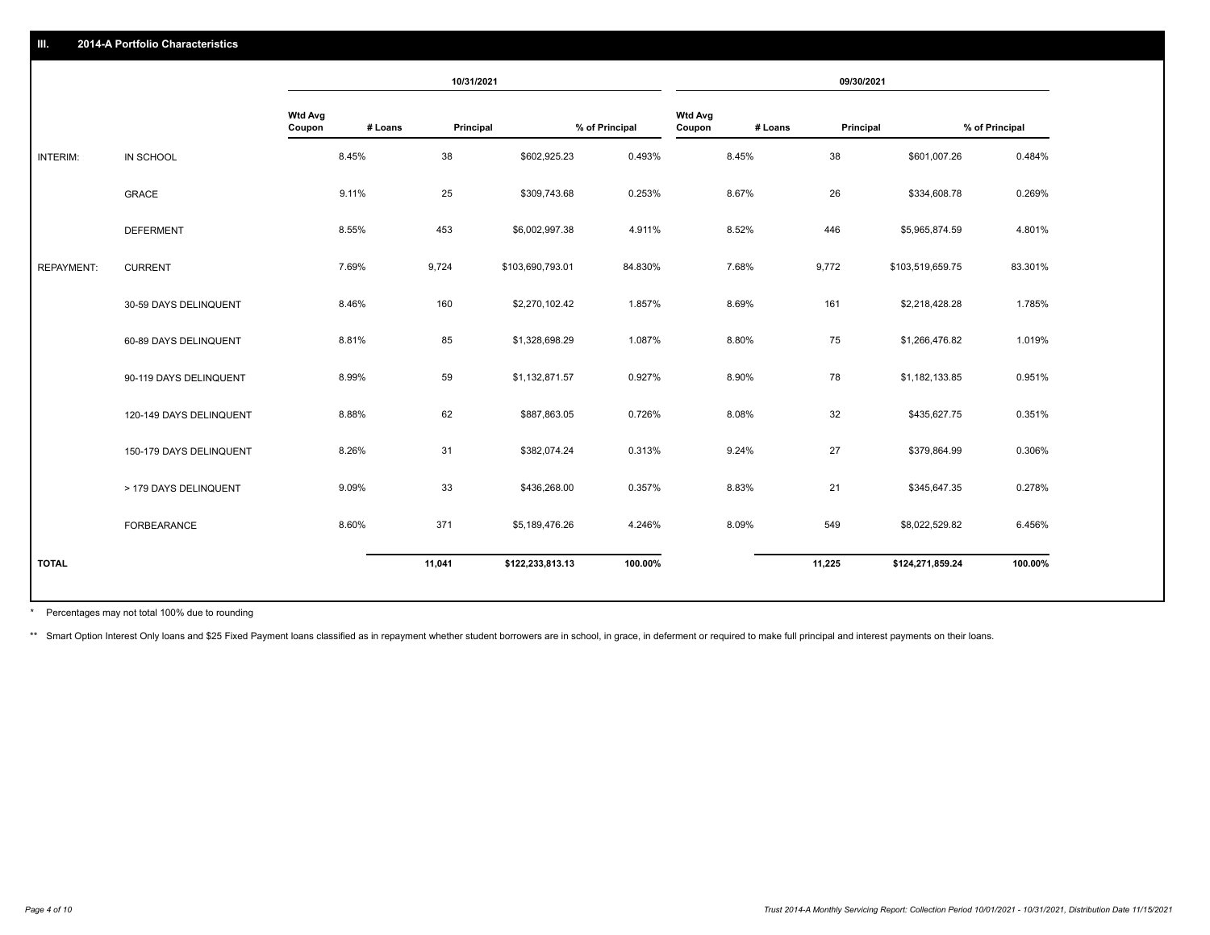## III. 2014-A Portfolio Characteristics

| | | 10/31/2021 | | | | 09/30/2021 | | | |
|---|---|---|---|---|---|---|---|---|---|
| | | Wtd Avg Coupon | # Loans | Principal | % of Principal | Wtd Avg Coupon | # Loans | Principal | % of Principal |
| INTERIM: | IN SCHOOL | 8.45% | 38 | $602,925.23 | 0.493% | 8.45% | 38 | $601,007.26 | 0.484% |
| | GRACE | 9.11% | 25 | $309,743.68 | 0.253% | 8.67% | 26 | $334,608.78 | 0.269% |
| | DEFERMENT | 8.55% | 453 | $6,002,997.38 | 4.911% | 8.52% | 446 | $5,965,874.59 | 4.801% |
| REPAYMENT: | CURRENT | 7.69% | 9,724 | $103,690,793.01 | 84.830% | 7.68% | 9,772 | $103,519,659.75 | 83.301% |
| | 30-59 DAYS DELINQUENT | 8.46% | 160 | $2,270,102.42 | 1.857% | 8.69% | 161 | $2,218,428.28 | 1.785% |
| | 60-89 DAYS DELINQUENT | 8.81% | 85 | $1,328,698.29 | 1.087% | 8.80% | 75 | $1,266,476.82 | 1.019% |
| | 90-119 DAYS DELINQUENT | 8.99% | 59 | $1,132,871.57 | 0.927% | 8.90% | 78 | $1,182,133.85 | 0.951% |
| | 120-149 DAYS DELINQUENT | 8.88% | 62 | $887,863.05 | 0.726% | 8.08% | 32 | $435,627.75 | 0.351% |
| | 150-179 DAYS DELINQUENT | 8.26% | 31 | $382,074.24 | 0.313% | 9.24% | 27 | $379,864.99 | 0.306% |
| | > 179 DAYS DELINQUENT | 9.09% | 33 | $436,268.00 | 0.357% | 8.83% | 21 | $345,647.35 | 0.278% |
| | FORBEARANCE | 8.60% | 371 | $5,189,476.26 | 4.246% | 8.09% | 549 | $8,022,529.82 | 6.456% |
| TOTAL | | | 11,041 | $122,233,813.13 | 100.00% | | 11,225 | $124,271,859.24 | 100.00% |

* Percentages may not total 100% due to rounding

** Smart Option Interest Only loans and $25 Fixed Payment loans classified as in repayment whether student borrowers are in school, in grace, in deferment or required to make full principal and interest payments on their loans.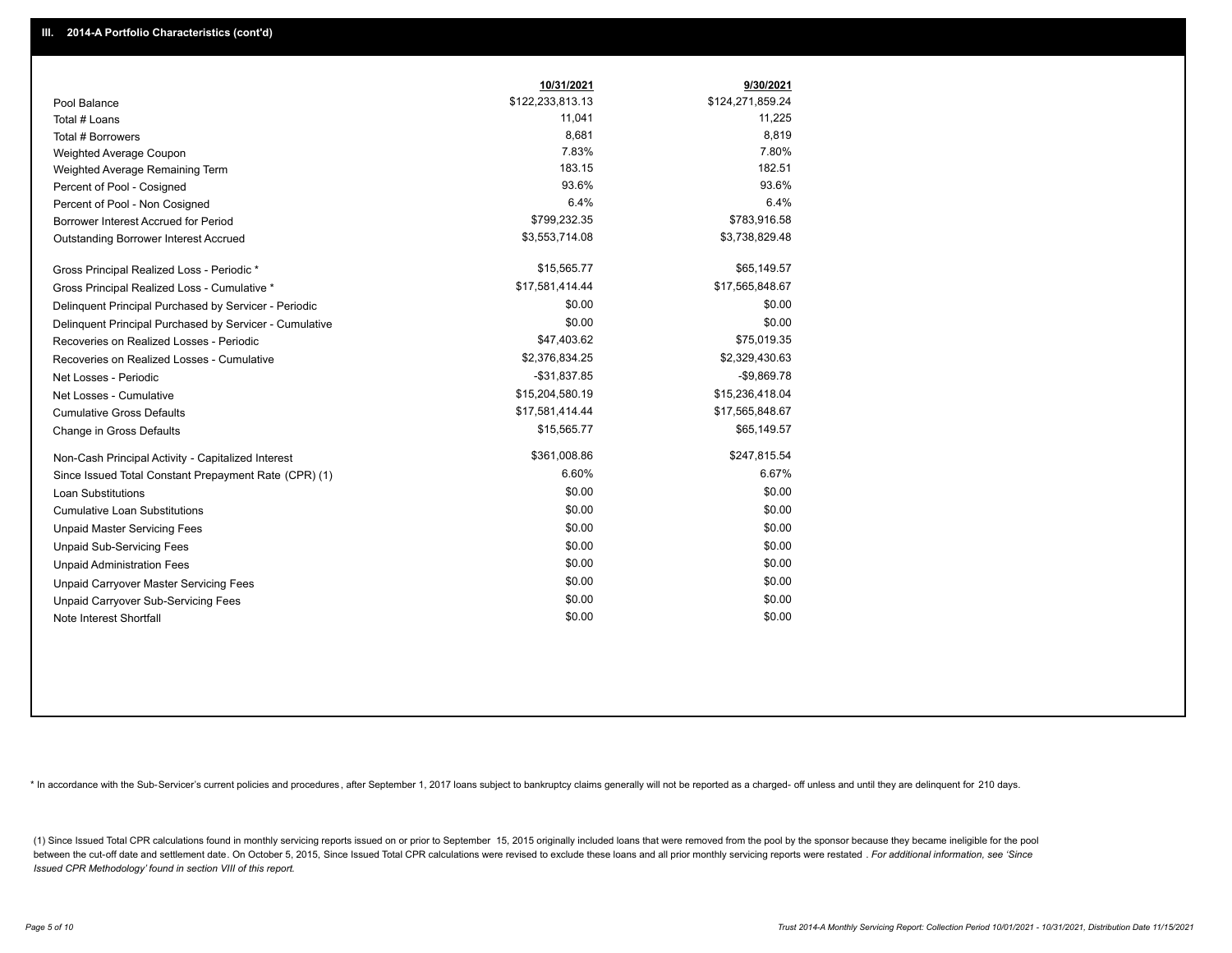## III. 2014-A Portfolio Characteristics (cont'd)

| | 10/31/2021 | 9/30/2021 |
|---|---|---|
| Pool Balance | $122,233,813.13 | $124,271,859.24 |
| Total # Loans | 11,041 | 11,225 |
| Total # Borrowers | 8,681 | 8,819 |
| Weighted Average Coupon | 7.83% | 7.80% |
| Weighted Average Remaining Term | 183.15 | 182.51 |
| Percent of Pool - Cosigned | 93.6% | 93.6% |
| Percent of Pool - Non Cosigned | 6.4% | 6.4% |
| Borrower Interest Accrued for Period | $799,232.35 | $783,916.58 |
| Outstanding Borrower Interest Accrued | $3,553,714.08 | $3,738,829.48 |
| Gross Principal Realized Loss - Periodic * | $15,565.77 | $65,149.57 |
| Gross Principal Realized Loss - Cumulative * | $17,581,414.44 | $17,565,848.67 |
| Delinquent Principal Purchased by Servicer - Periodic | $0.00 | $0.00 |
| Delinquent Principal Purchased by Servicer - Cumulative | $0.00 | $0.00 |
| Recoveries on Realized Losses - Periodic | $47,403.62 | $75,019.35 |
| Recoveries on Realized Losses - Cumulative | $2,376,834.25 | $2,329,430.63 |
| Net Losses - Periodic | -$31,837.85 | -$9,869.78 |
| Net Losses - Cumulative | $15,204,580.19 | $15,236,418.04 |
| Cumulative Gross Defaults | $17,581,414.44 | $17,565,848.67 |
| Change in Gross Defaults | $15,565.77 | $65,149.57 |
| Non-Cash Principal Activity - Capitalized Interest | $361,008.86 | $247,815.54 |
| Since Issued Total Constant Prepayment Rate (CPR) (1) | 6.60% | 6.67% |
| Loan Substitutions | $0.00 | $0.00 |
| Cumulative Loan Substitutions | $0.00 | $0.00 |
| Unpaid Master Servicing Fees | $0.00 | $0.00 |
| Unpaid Sub-Servicing Fees | $0.00 | $0.00 |
| Unpaid Administration Fees | $0.00 | $0.00 |
| Unpaid Carryover Master Servicing Fees | $0.00 | $0.00 |
| Unpaid Carryover Sub-Servicing Fees | $0.00 | $0.00 |
| Note Interest Shortfall | $0.00 | $0.00 |

* In accordance with the Sub-Servicer's current policies and procedures, after September 1, 2017 loans subject to bankruptcy claims generally will not be reported as a charged- off unless and until they are delinquent for 210 days.

(1) Since Issued Total CPR calculations found in monthly servicing reports issued on or prior to September 15, 2015 originally included loans that were removed from the pool by the sponsor because they became ineligible for the pool between the cut-off date and settlement date. On October 5, 2015, Since Issued Total CPR calculations were revised to exclude these loans and all prior monthly servicing reports were restated . *For additional information, see 'Since Issued CPR Methodology' found in section VIII of this report.*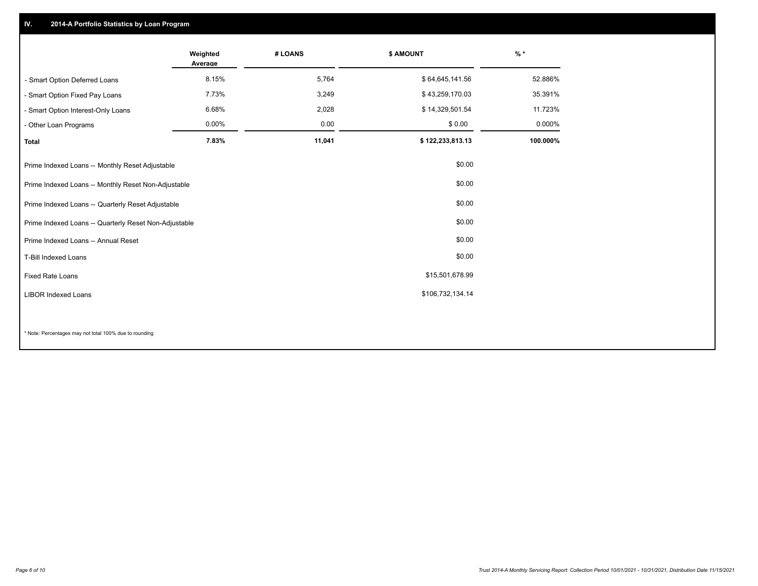## IV. 2014-A Portfolio Statistics by Loan Program

| | Weighted Average | # LOANS | $ AMOUNT | % * |
|---|---|---|---|---|
| - Smart Option Deferred Loans | 8.15% | 5,764 | $ 64,645,141.56 | 52.886% |
| - Smart Option Fixed Pay Loans | 7.73% | 3,249 | $ 43,259,170.03 | 35.391% |
| - Smart Option Interest-Only Loans | 6.68% | 2,028 | $ 14,329,501.54 | 11.723% |
| - Other Loan Programs | 0.00% | 0.00 | $ 0.00 | 0.000% |
| **Total** | **7.83%** | **11,041** | **$ 122,233,813.13** | **100.000%** |

| | |
|---|---|
| Prime Indexed Loans -- Monthly Reset Adjustable | $0.00 |
| Prime Indexed Loans -- Monthly Reset Non-Adjustable | $0.00 |
| Prime Indexed Loans -- Quarterly Reset Adjustable | $0.00 |
| Prime Indexed Loans -- Quarterly Reset Non-Adjustable | $0.00 |
| Prime Indexed Loans -- Annual Reset | $0.00 |
| T-Bill Indexed Loans | $0.00 |
| Fixed Rate Loans | $15,501,678.99 |
| LIBOR Indexed Loans | $106,732,134.14 |

* Note: Percentages may not total 100% due to rounding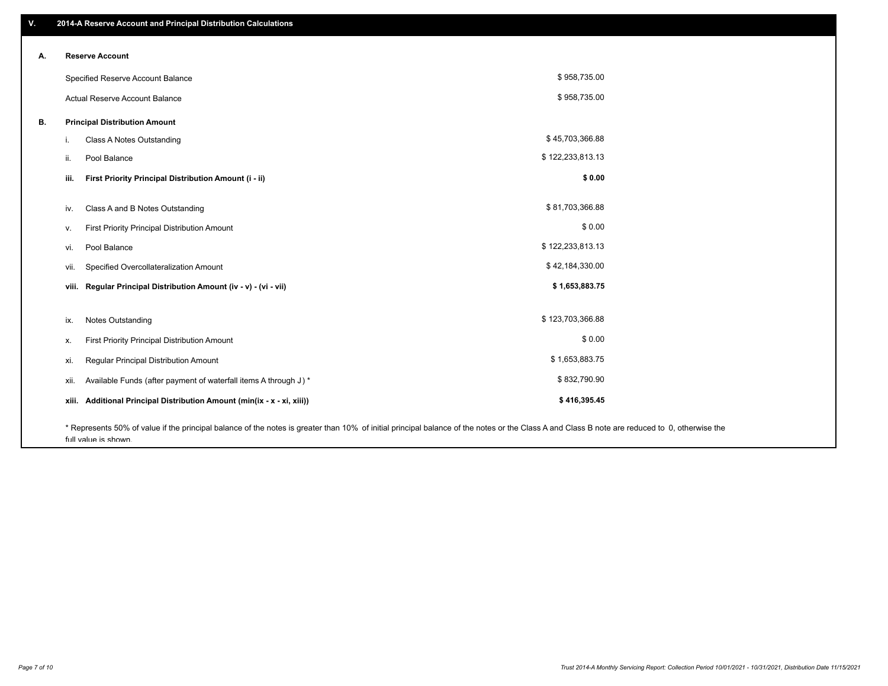## V. 2014-A Reserve Account and Principal Distribution Calculations

### A. Reserve Account

| | |
|---|---|
| Specified Reserve Account Balance | $ 958,735.00 |
| Actual Reserve Account Balance | $ 958,735.00 |

### B. Principal Distribution Amount

| | | |
|---|---|---|
| i. | Class A Notes Outstanding | $ 45,703,366.88 |
| ii. | Pool Balance | $ 122,233,813.13 |
| **iii.** | **First Priority Principal Distribution Amount (i - ii)** | **$ 0.00** |
| iv. | Class A and B Notes Outstanding | $ 81,703,366.88 |
| v. | First Priority Principal Distribution Amount | $ 0.00 |
| vi. | Pool Balance | $ 122,233,813.13 |
| vii. | Specified Overcollateralization Amount | $ 42,184,330.00 |
| **viii.** | **Regular Principal Distribution Amount (iv - v) - (vi - vii)** | **$ 1,653,883.75** |
| ix. | Notes Outstanding | $ 123,703,366.88 |
| x. | First Priority Principal Distribution Amount | $ 0.00 |
| xi. | Regular Principal Distribution Amount | $ 1,653,883.75 |
| xii. | Available Funds (after payment of waterfall items A through J) * | $ 832,790.90 |
| **xiii.** | **Additional Principal Distribution Amount (min(ix - x - xi, xiii))** | **$ 416,395.45** |

* Represents 50% of value if the principal balance of the notes is greater than 10% of initial principal balance of the notes or the Class A and Class B note are reduced to 0, otherwise the full value is shown.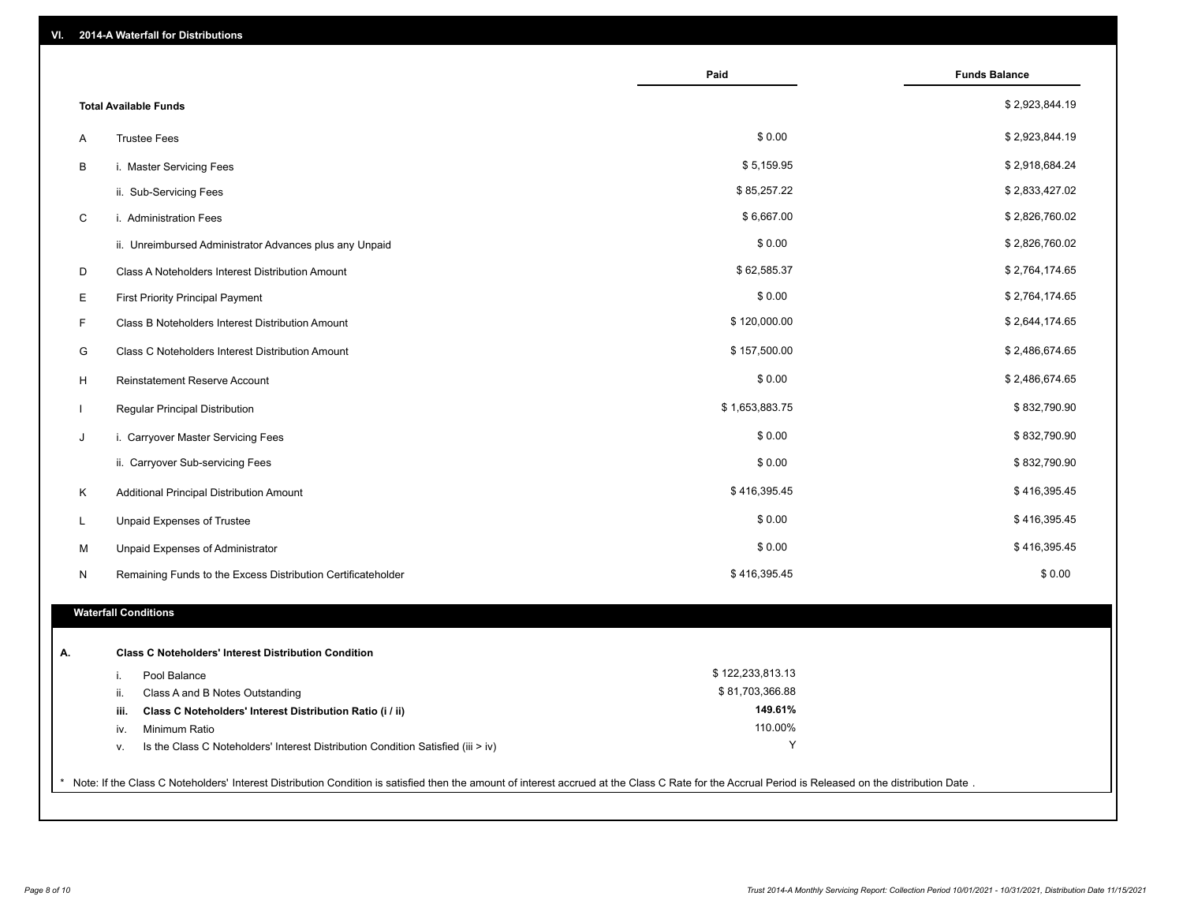## VI. 2014-A Waterfall for Distributions

| | | Paid | Funds Balance |
|---|---|---|---|
| | **Total Available Funds** | | $ 2,923,844.19 |
| A | Trustee Fees | $ 0.00 | $ 2,923,844.19 |
| B | i. Master Servicing Fees | $ 5,159.95 | $ 2,918,684.24 |
| | ii. Sub-Servicing Fees | $ 85,257.22 | $ 2,833,427.02 |
| C | i. Administration Fees | $ 6,667.00 | $ 2,826,760.02 |
| | ii. Unreimbursed Administrator Advances plus any Unpaid | $ 0.00 | $ 2,826,760.02 |
| D | Class A Noteholders Interest Distribution Amount | $ 62,585.37 | $ 2,764,174.65 |
| E | First Priority Principal Payment | $ 0.00 | $ 2,764,174.65 |
| F | Class B Noteholders Interest Distribution Amount | $ 120,000.00 | $ 2,644,174.65 |
| G | Class C Noteholders Interest Distribution Amount | $ 157,500.00 | $ 2,486,674.65 |
| H | Reinstatement Reserve Account | $ 0.00 | $ 2,486,674.65 |
| I | Regular Principal Distribution | $ 1,653,883.75 | $ 832,790.90 |
| J | i. Carryover Master Servicing Fees | $ 0.00 | $ 832,790.90 |
| | ii. Carryover Sub-servicing Fees | $ 0.00 | $ 832,790.90 |
| K | Additional Principal Distribution Amount | $ 416,395.45 | $ 416,395.45 |
| L | Unpaid Expenses of Trustee | $ 0.00 | $ 416,395.45 |
| M | Unpaid Expenses of Administrator | $ 0.00 | $ 416,395.45 |
| N | Remaining Funds to the Excess Distribution Certificateholder | $ 416,395.45 | $ 0.00 |

### Waterfall Conditions

**A. Class C Noteholders' Interest Distribution Condition**

| | | |
|---|---|---|
| i. | Pool Balance | $ 122,233,813.13 |
| ii. | Class A and B Notes Outstanding | $ 81,703,366.88 |
| **iii.** | **Class C Noteholders' Interest Distribution Ratio (i / ii)** | **149.61%** |
| iv. | Minimum Ratio | 110.00% |
| v. | Is the Class C Noteholders' Interest Distribution Condition Satisfied (iii > iv) | Y |

* Note: If the Class C Noteholders' Interest Distribution Condition is satisfied then the amount of interest accrued at the Class C Rate for the Accrual Period is Released on the distribution Date .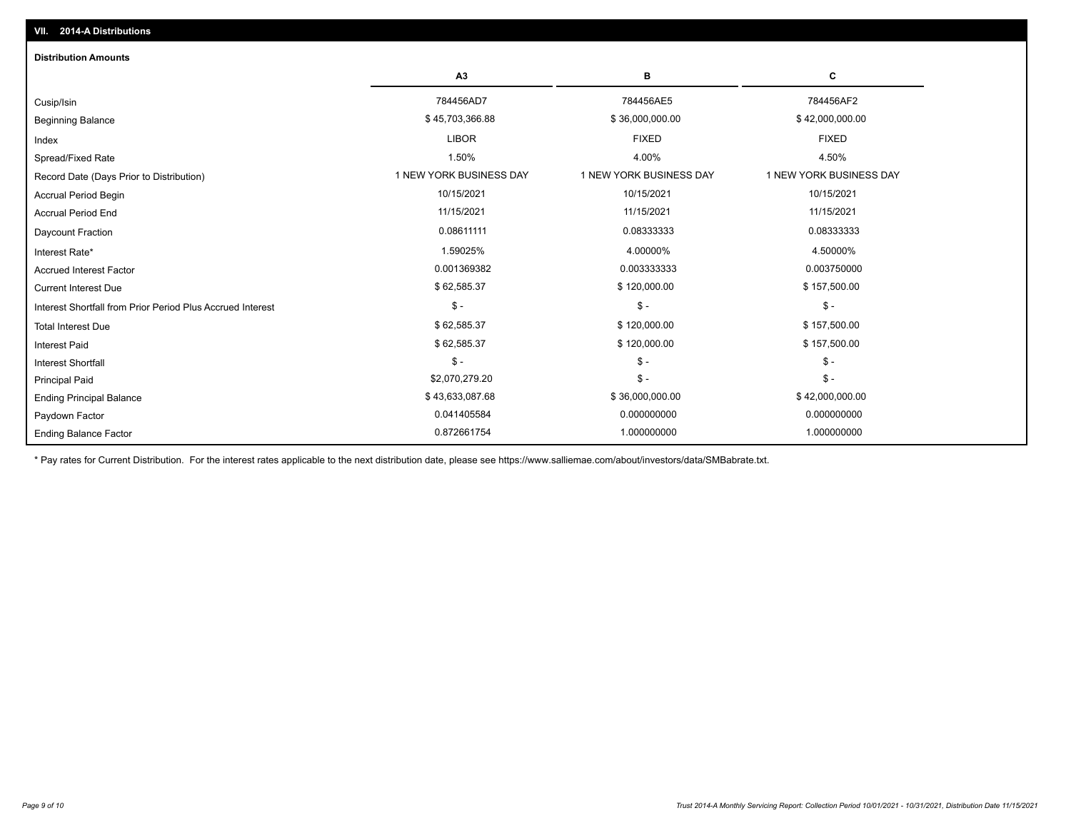## VII. 2014-A Distributions

### Distribution Amounts

| | A3 | B | C |
|---|---|---|---|
| Cusip/Isin | 784456AD7 | 784456AE5 | 784456AF2 |
| Beginning Balance | $ 45,703,366.88 | $ 36,000,000.00 | $ 42,000,000.00 |
| Index | LIBOR | FIXED | FIXED |
| Spread/Fixed Rate | 1.50% | 4.00% | 4.50% |
| Record Date (Days Prior to Distribution) | 1 NEW YORK BUSINESS DAY | 1 NEW YORK BUSINESS DAY | 1 NEW YORK BUSINESS DAY |
| Accrual Period Begin | 10/15/2021 | 10/15/2021 | 10/15/2021 |
| Accrual Period End | 11/15/2021 | 11/15/2021 | 11/15/2021 |
| Daycount Fraction | 0.08611111 | 0.08333333 | 0.08333333 |
| Interest Rate* | 1.59025% | 4.00000% | 4.50000% |
| Accrued Interest Factor | 0.001369382 | 0.003333333 | 0.003750000 |
| Current Interest Due | $ 62,585.37 | $ 120,000.00 | $ 157,500.00 |
| Interest Shortfall from Prior Period Plus Accrued Interest | $ - | $ - | $ - |
| Total Interest Due | $ 62,585.37 | $ 120,000.00 | $ 157,500.00 |
| Interest Paid | $ 62,585.37 | $ 120,000.00 | $ 157,500.00 |
| Interest Shortfall | $ - | $ - | $ - |
| Principal Paid | $2,070,279.20 | $ - | $ - |
| Ending Principal Balance | $ 43,633,087.68 | $ 36,000,000.00 | $ 42,000,000.00 |
| Paydown Factor | 0.041405584 | 0.000000000 | 0.000000000 |
| Ending Balance Factor | 0.872661754 | 1.000000000 | 1.000000000 |

* Pay rates for Current Distribution. For the interest rates applicable to the next distribution date, please see https://www.salliemae.com/about/investors/data/SMBabrate.txt.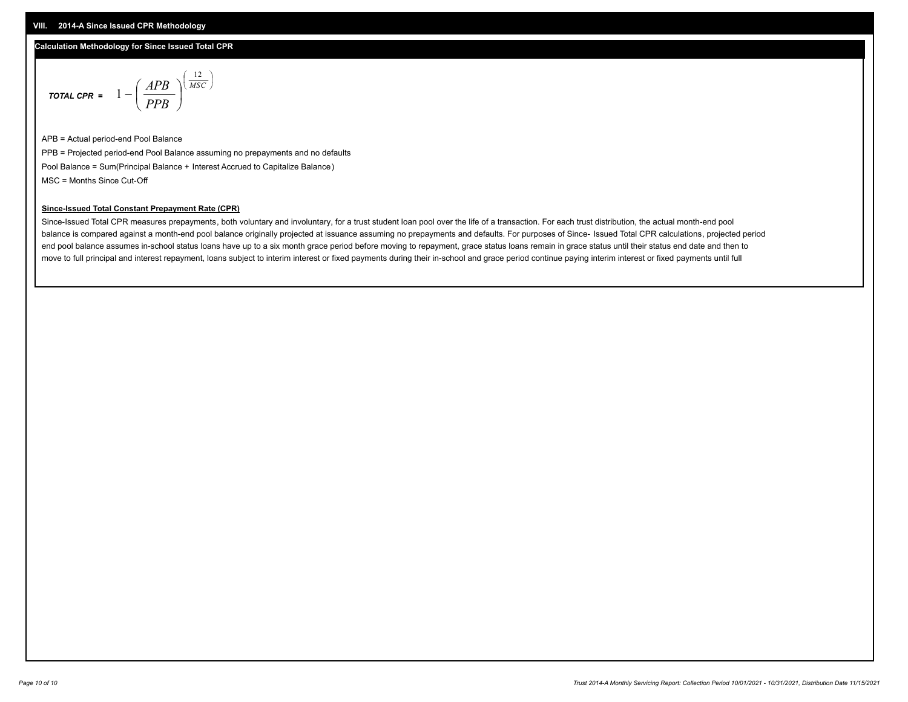## VIII. 2014-A Since Issued CPR Methodology

### Calculation Methodology for Since Issued Total CPR

***TOTAL CPR =*** $$1 - \left( \frac{APB}{PPB} \right)^{\left( \frac{12}{MSC} \right)}$$

APB = Actual period-end Pool Balance

PPB = Projected period-end Pool Balance assuming no prepayments and no defaults

Pool Balance = Sum(Principal Balance + Interest Accrued to Capitalize Balance)

MSC = Months Since Cut-Off

**Since-Issued Total Constant Prepayment Rate (CPR)**

Since-Issued Total CPR measures prepayments, both voluntary and involuntary, for a trust student loan pool over the life of a transaction. For each trust distribution, the actual month-end pool balance is compared against a month-end pool balance originally projected at issuance assuming no prepayments and defaults. For purposes of Since- Issued Total CPR calculations, projected period end pool balance assumes in-school status loans have up to a six month grace period before moving to repayment, grace status loans remain in grace status until their status end date and then to move to full principal and interest repayment, loans subject to interim interest or fixed payments during their in-school and grace period continue paying interim interest or fixed payments until full